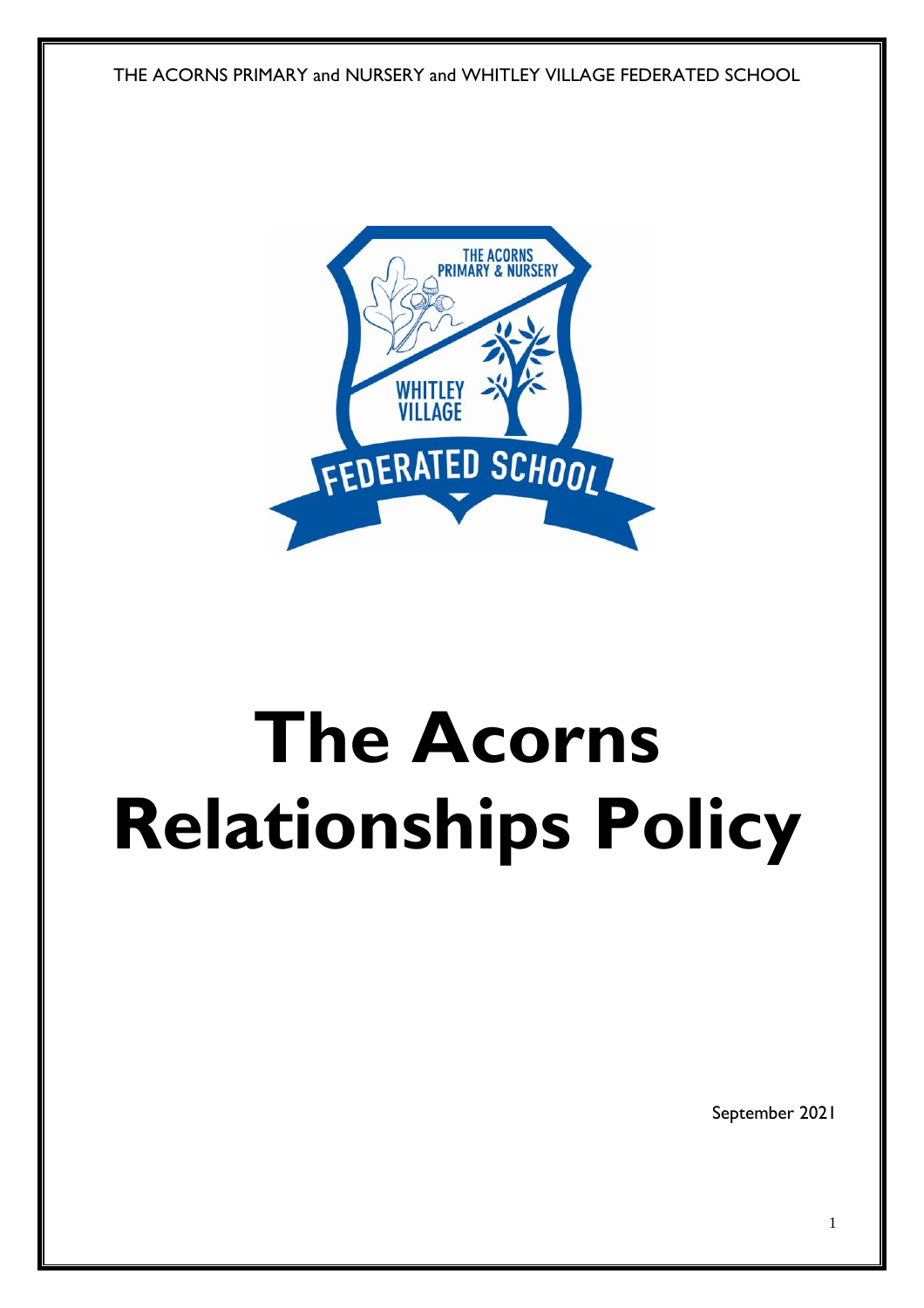THE ACORNS PRIMARY and NURSERY and WHITLEY VILLAGE FEDERATED SCHOOL

# The Acorns Relationships Policy

September 2021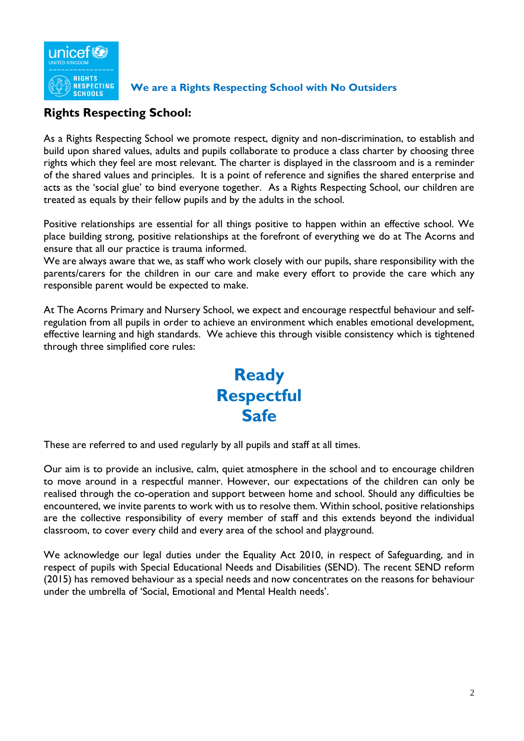**We are a Rights Respecting School with No Outsiders**

## Rights Respecting School:

As a Rights Respecting School we promote respect, dignity and non-discrimination, to establish and build upon shared values, adults and pupils collaborate to produce a class charter by choosing three rights which they feel are most relevant. The charter is displayed in the classroom and is a reminder of the shared values and principles. It is a point of reference and signifies the shared enterprise and acts as the 'social glue' to bind everyone together. As a Rights Respecting School, our children are treated as equals by their fellow pupils and by the adults in the school.

Positive relationships are essential for all things positive to happen within an effective school. We place building strong, positive relationships at the forefront of everything we do at The Acorns and ensure that all our practice is trauma informed.

We are always aware that we, as staff who work closely with our pupils, share responsibility with the parents/carers for the children in our care and make every effort to provide the care which any responsible parent would be expected to make.

At The Acorns Primary and Nursery School, we expect and encourage respectful behaviour and self-regulation from all pupils in order to achieve an environment which enables emotional development, effective learning and high standards. We achieve this through visible consistency which is tightened through three simplified core rules:

**Ready**
**Respectful**
**Safe**

These are referred to and used regularly by all pupils and staff at all times.

Our aim is to provide an inclusive, calm, quiet atmosphere in the school and to encourage children to move around in a respectful manner. However, our expectations of the children can only be realised through the co-operation and support between home and school. Should any difficulties be encountered, we invite parents to work with us to resolve them. Within school, positive relationships are the collective responsibility of every member of staff and this extends beyond the individual classroom, to cover every child and every area of the school and playground.

We acknowledge our legal duties under the Equality Act 2010, in respect of Safeguarding, and in respect of pupils with Special Educational Needs and Disabilities (SEND). The recent SEND reform (2015) has removed behaviour as a special needs and now concentrates on the reasons for behaviour under the umbrella of 'Social, Emotional and Mental Health needs'.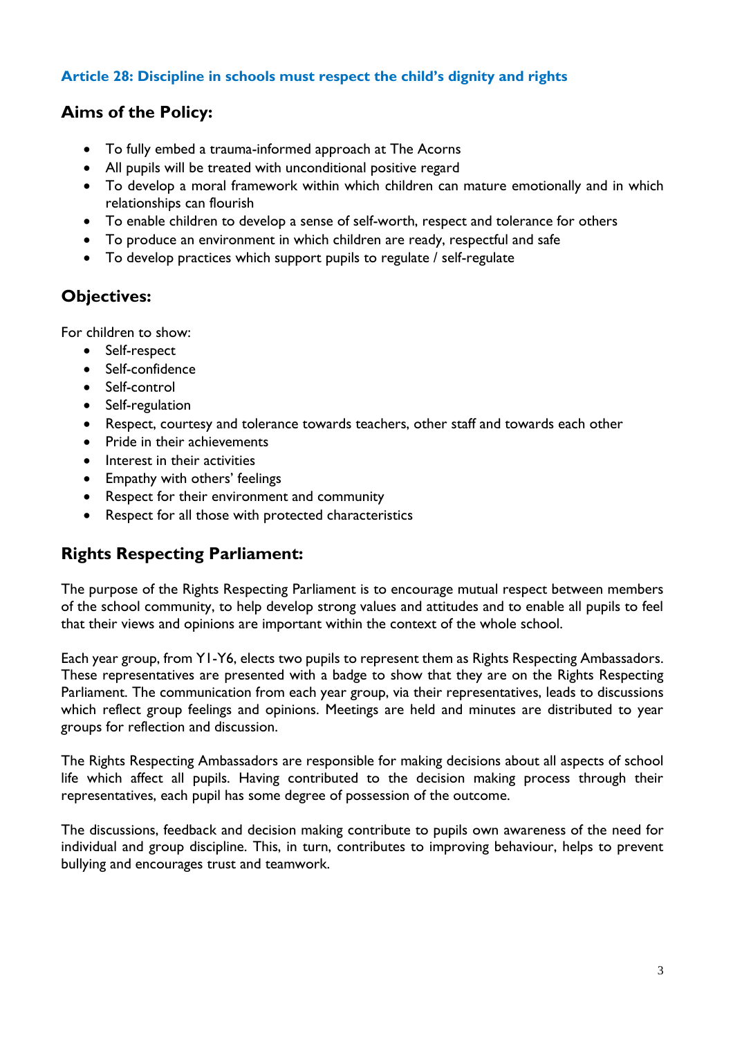**Article 28: Discipline in schools must respect the child's dignity and rights**

## Aims of the Policy:

- To fully embed a trauma-informed approach at The Acorns
- All pupils will be treated with unconditional positive regard
- To develop a moral framework within which children can mature emotionally and in which relationships can flourish
- To enable children to develop a sense of self-worth, respect and tolerance for others
- To produce an environment in which children are ready, respectful and safe
- To develop practices which support pupils to regulate / self-regulate

## Objectives:

For children to show:

- Self-respect
- Self-confidence
- Self-control
- Self-regulation
- Respect, courtesy and tolerance towards teachers, other staff and towards each other
- Pride in their achievements
- Interest in their activities
- Empathy with others' feelings
- Respect for their environment and community
- Respect for all those with protected characteristics

## Rights Respecting Parliament:

The purpose of the Rights Respecting Parliament is to encourage mutual respect between members of the school community, to help develop strong values and attitudes and to enable all pupils to feel that their views and opinions are important within the context of the whole school.

Each year group, from Y1-Y6, elects two pupils to represent them as Rights Respecting Ambassadors. These representatives are presented with a badge to show that they are on the Rights Respecting Parliament. The communication from each year group, via their representatives, leads to discussions which reflect group feelings and opinions. Meetings are held and minutes are distributed to year groups for reflection and discussion.

The Rights Respecting Ambassadors are responsible for making decisions about all aspects of school life which affect all pupils. Having contributed to the decision making process through their representatives, each pupil has some degree of possession of the outcome.

The discussions, feedback and decision making contribute to pupils own awareness of the need for individual and group discipline. This, in turn, contributes to improving behaviour, helps to prevent bullying and encourages trust and teamwork.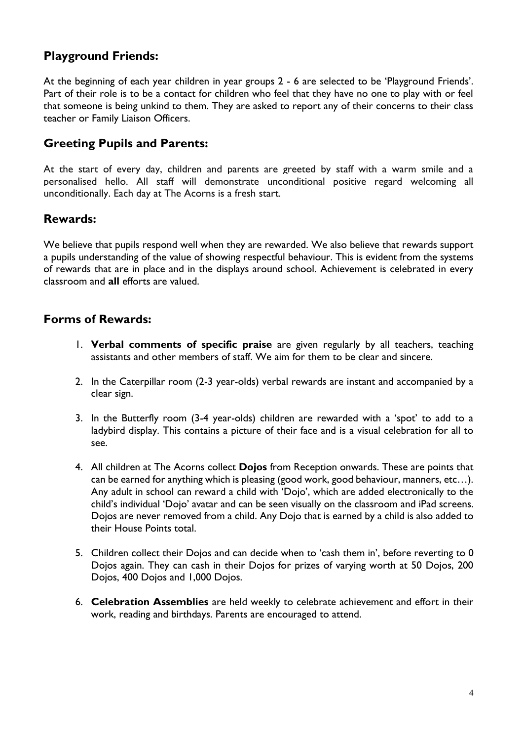## Playground Friends:

At the beginning of each year children in year groups 2 - 6 are selected to be 'Playground Friends'. Part of their role is to be a contact for children who feel that they have no one to play with or feel that someone is being unkind to them. They are asked to report any of their concerns to their class teacher or Family Liaison Officers.

## Greeting Pupils and Parents:

At the start of every day, children and parents are greeted by staff with a warm smile and a personalised hello. All staff will demonstrate unconditional positive regard welcoming all unconditionally. Each day at The Acorns is a fresh start.

## Rewards:

We believe that pupils respond well when they are rewarded. We also believe that rewards support a pupils understanding of the value of showing respectful behaviour. This is evident from the systems of rewards that are in place and in the displays around school. Achievement is celebrated in every classroom and **all** efforts are valued.

## Forms of Rewards:

1. **Verbal comments of specific praise** are given regularly by all teachers, teaching assistants and other members of staff. We aim for them to be clear and sincere.

2. In the Caterpillar room (2-3 year-olds) verbal rewards are instant and accompanied by a clear sign.

3. In the Butterfly room (3-4 year-olds) children are rewarded with a 'spot' to add to a ladybird display. This contains a picture of their face and is a visual celebration for all to see.

4. All children at The Acorns collect **Dojos** from Reception onwards. These are points that can be earned for anything which is pleasing (good work, good behaviour, manners, etc…). Any adult in school can reward a child with 'Dojo', which are added electronically to the child's individual 'Dojo' avatar and can be seen visually on the classroom and iPad screens. Dojos are never removed from a child. Any Dojo that is earned by a child is also added to their House Points total.

5. Children collect their Dojos and can decide when to 'cash them in', before reverting to 0 Dojos again. They can cash in their Dojos for prizes of varying worth at 50 Dojos, 200 Dojos, 400 Dojos and 1,000 Dojos.

6. **Celebration Assemblies** are held weekly to celebrate achievement and effort in their work, reading and birthdays. Parents are encouraged to attend.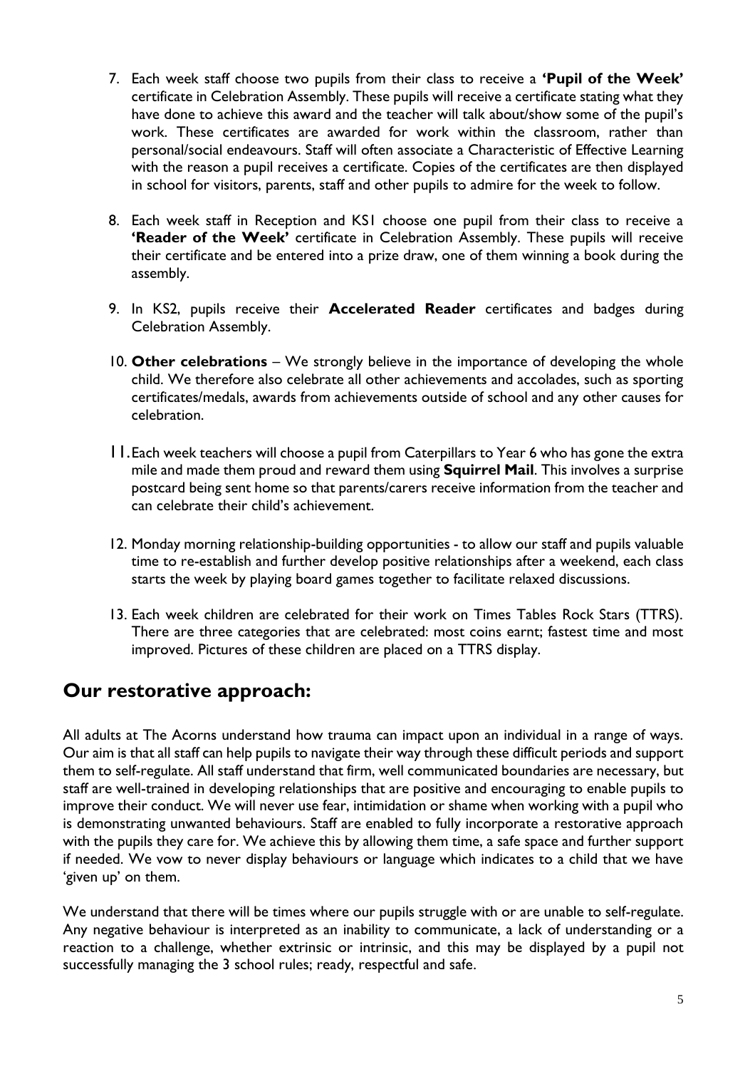7. Each week staff choose two pupils from their class to receive a **'Pupil of the Week'** certificate in Celebration Assembly. These pupils will receive a certificate stating what they have done to achieve this award and the teacher will talk about/show some of the pupil's work. These certificates are awarded for work within the classroom, rather than personal/social endeavours. Staff will often associate a Characteristic of Effective Learning with the reason a pupil receives a certificate. Copies of the certificates are then displayed in school for visitors, parents, staff and other pupils to admire for the week to follow.

8. Each week staff in Reception and KS1 choose one pupil from their class to receive a **'Reader of the Week'** certificate in Celebration Assembly. These pupils will receive their certificate and be entered into a prize draw, one of them winning a book during the assembly.

9. In KS2, pupils receive their **Accelerated Reader** certificates and badges during Celebration Assembly.

10. **Other celebrations** – We strongly believe in the importance of developing the whole child. We therefore also celebrate all other achievements and accolades, such as sporting certificates/medals, awards from achievements outside of school and any other causes for celebration.

11. Each week teachers will choose a pupil from Caterpillars to Year 6 who has gone the extra mile and made them proud and reward them using **Squirrel Mail**. This involves a surprise postcard being sent home so that parents/carers receive information from the teacher and can celebrate their child's achievement.

12. Monday morning relationship-building opportunities - to allow our staff and pupils valuable time to re-establish and further develop positive relationships after a weekend, each class starts the week by playing board games together to facilitate relaxed discussions.

13. Each week children are celebrated for their work on Times Tables Rock Stars (TTRS). There are three categories that are celebrated: most coins earnt; fastest time and most improved. Pictures of these children are placed on a TTRS display.

## Our restorative approach:

All adults at The Acorns understand how trauma can impact upon an individual in a range of ways. Our aim is that all staff can help pupils to navigate their way through these difficult periods and support them to self-regulate. All staff understand that firm, well communicated boundaries are necessary, but staff are well-trained in developing relationships that are positive and encouraging to enable pupils to improve their conduct. We will never use fear, intimidation or shame when working with a pupil who is demonstrating unwanted behaviours. Staff are enabled to fully incorporate a restorative approach with the pupils they care for. We achieve this by allowing them time, a safe space and further support if needed. We vow to never display behaviours or language which indicates to a child that we have 'given up' on them.

We understand that there will be times where our pupils struggle with or are unable to self-regulate. Any negative behaviour is interpreted as an inability to communicate, a lack of understanding or a reaction to a challenge, whether extrinsic or intrinsic, and this may be displayed by a pupil not successfully managing the 3 school rules; ready, respectful and safe.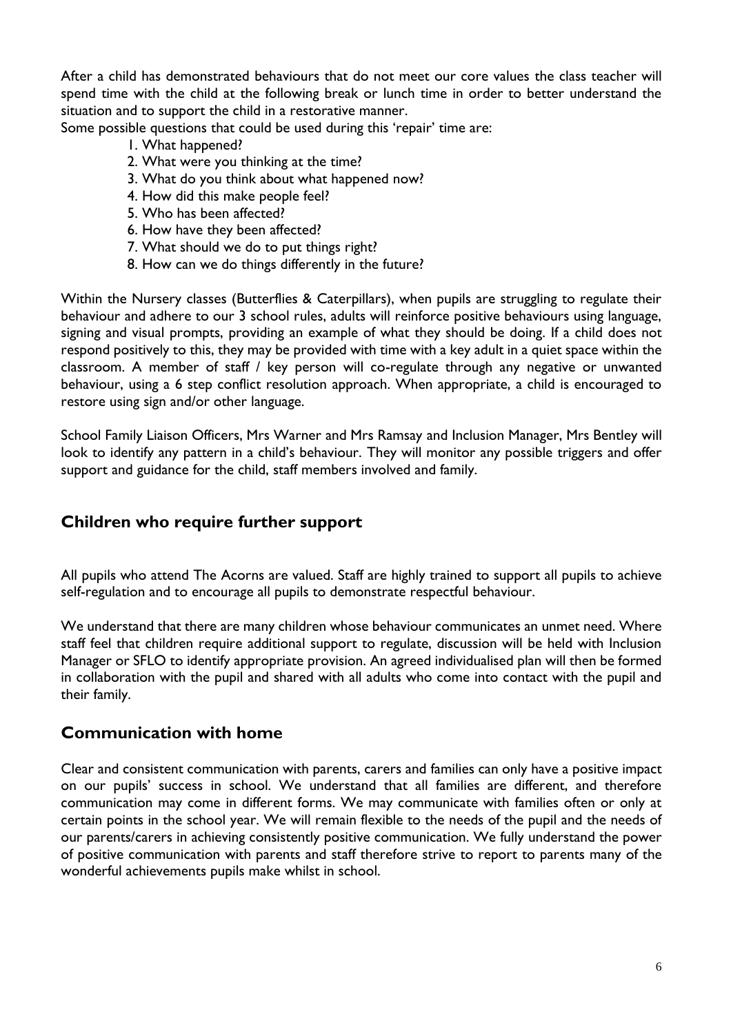After a child has demonstrated behaviours that do not meet our core values the class teacher will spend time with the child at the following break or lunch time in order to better understand the situation and to support the child in a restorative manner.

Some possible questions that could be used during this 'repair' time are:

1. What happened?
2. What were you thinking at the time?
3. What do you think about what happened now?
4. How did this make people feel?
5. Who has been affected?
6. How have they been affected?
7. What should we do to put things right?
8. How can we do things differently in the future?

Within the Nursery classes (Butterflies & Caterpillars), when pupils are struggling to regulate their behaviour and adhere to our 3 school rules, adults will reinforce positive behaviours using language, signing and visual prompts, providing an example of what they should be doing. If a child does not respond positively to this, they may be provided with time with a key adult in a quiet space within the classroom. A member of staff / key person will co-regulate through any negative or unwanted behaviour, using a 6 step conflict resolution approach. When appropriate, a child is encouraged to restore using sign and/or other language.

School Family Liaison Officers, Mrs Warner and Mrs Ramsay and Inclusion Manager, Mrs Bentley will look to identify any pattern in a child's behaviour. They will monitor any possible triggers and offer support and guidance for the child, staff members involved and family.

## Children who require further support

All pupils who attend The Acorns are valued. Staff are highly trained to support all pupils to achieve self-regulation and to encourage all pupils to demonstrate respectful behaviour.

We understand that there are many children whose behaviour communicates an unmet need. Where staff feel that children require additional support to regulate, discussion will be held with Inclusion Manager or SFLO to identify appropriate provision. An agreed individualised plan will then be formed in collaboration with the pupil and shared with all adults who come into contact with the pupil and their family.

## Communication with home

Clear and consistent communication with parents, carers and families can only have a positive impact on our pupils' success in school. We understand that all families are different, and therefore communication may come in different forms. We may communicate with families often or only at certain points in the school year. We will remain flexible to the needs of the pupil and the needs of our parents/carers in achieving consistently positive communication. We fully understand the power of positive communication with parents and staff therefore strive to report to parents many of the wonderful achievements pupils make whilst in school.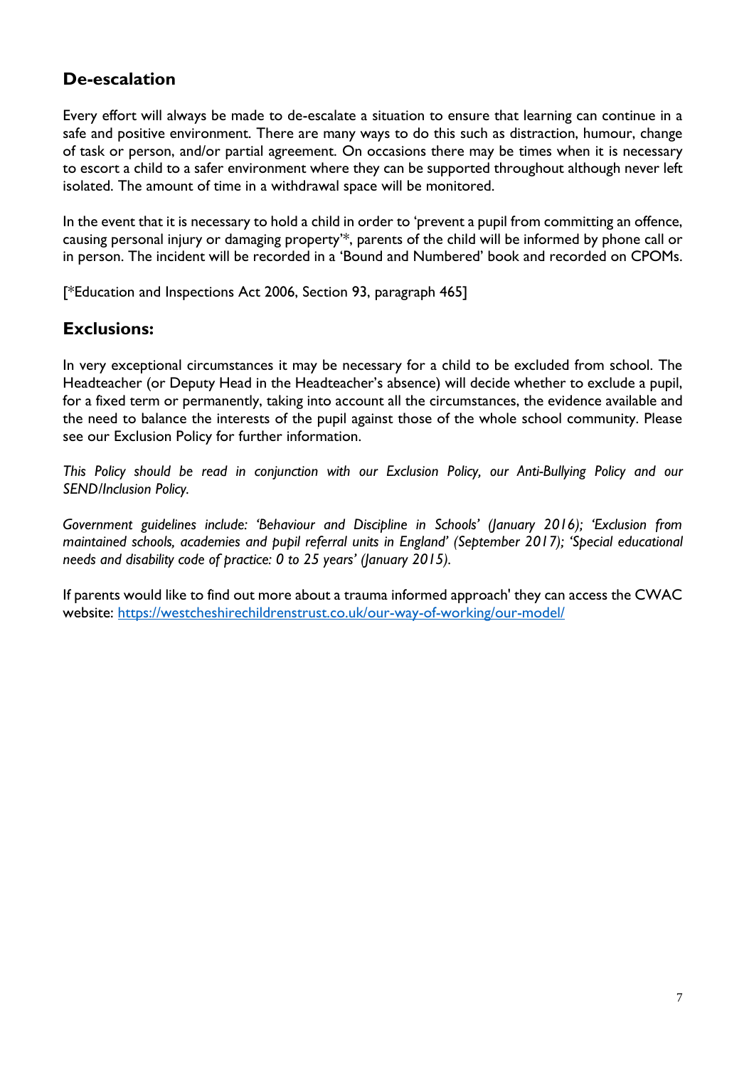## De-escalation

Every effort will always be made to de-escalate a situation to ensure that learning can continue in a safe and positive environment. There are many ways to do this such as distraction, humour, change of task or person, and/or partial agreement. On occasions there may be times when it is necessary to escort a child to a safer environment where they can be supported throughout although never left isolated. The amount of time in a withdrawal space will be monitored.

In the event that it is necessary to hold a child in order to 'prevent a pupil from committing an offence, causing personal injury or damaging property'*, parents of the child will be informed by phone call or in person. The incident will be recorded in a 'Bound and Numbered' book and recorded on CPOMs.

[*Education and Inspections Act 2006, Section 93, paragraph 465]

## Exclusions:

In very exceptional circumstances it may be necessary for a child to be excluded from school. The Headteacher (or Deputy Head in the Headteacher's absence) will decide whether to exclude a pupil, for a fixed term or permanently, taking into account all the circumstances, the evidence available and the need to balance the interests of the pupil against those of the whole school community. Please see our Exclusion Policy for further information.

*This Policy should be read in conjunction with our Exclusion Policy, our Anti-Bullying Policy and our SEND/Inclusion Policy.*

*Government guidelines include: 'Behaviour and Discipline in Schools' (January 2016); 'Exclusion from maintained schools, academies and pupil referral units in England' (September 2017); 'Special educational needs and disability code of practice: 0 to 25 years' (January 2015).*

If parents would like to find out more about a trauma informed approach' they can access the CWAC website: [https://westcheshirechildrenstrust.co.uk/our-way-of-working/our-model/](https://westcheshirechildrenstrust.co.uk/our-way-of-working/our-model/)